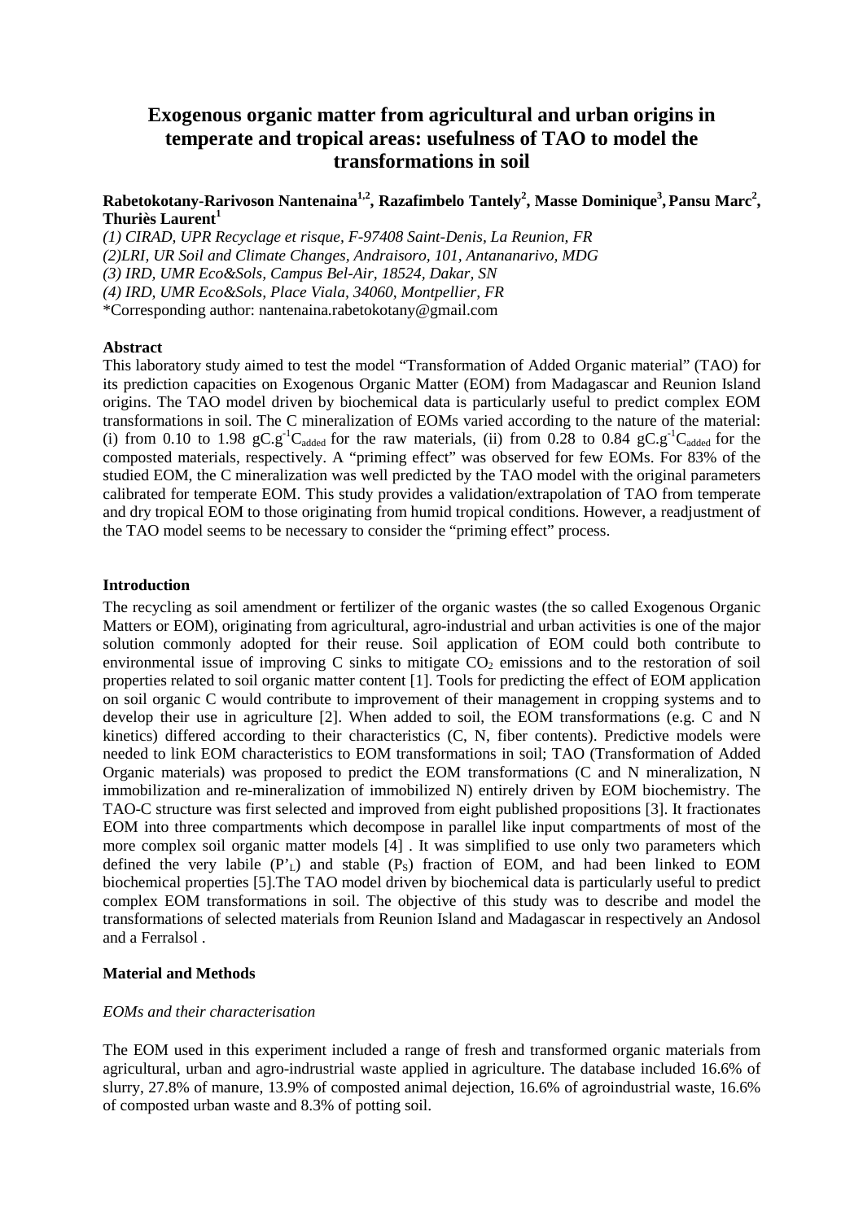# Exogenous organic matter from agricultural and urban origins in temperate and tropical areas: usefulness of TAO to model the transformations in soil

**Rabetokotany-Rarivoson Nantenaina[1,2], Razafimbelo Tantely[2], Masse Dominique[3], Pansu Marc[2], Thuriès Laurent[1]**

*(1) CIRAD, UPR Recyclage et risque, F-97408 Saint-Denis, La Reunion, FR*
*(2)LRI, UR Soil and Climate Changes, Andraisoro, 101, Antananarivo, MDG*
*(3) IRD, UMR Eco&Sols, Campus Bel-Air, 18524, Dakar, SN*
*(4) IRD, UMR Eco&Sols, Place Viala, 34060, Montpellier, FR*
*Corresponding author: nantenaina.rabetokotany@gmail.com

**Abstract**

This laboratory study aimed to test the model "Transformation of Added Organic material" (TAO) for its prediction capacities on Exogenous Organic Matter (EOM) from Madagascar and Reunion Island origins. The TAO model driven by biochemical data is particularly useful to predict complex EOM transformations in soil. The C mineralization of EOMs varied according to the nature of the material: (i) from 0.10 to 1.98 $gC.g^{-1}C_{added}$ for the raw materials, (ii) from 0.28 to 0.84 $gC.g^{-1}C_{added}$ for the composted materials, respectively. A "priming effect" was observed for few EOMs. For 83% of the studied EOM, the C mineralization was well predicted by the TAO model with the original parameters calibrated for temperate EOM. This study provides a validation/extrapolation of TAO from temperate and dry tropical EOM to those originating from humid tropical conditions. However, a readjustment of the TAO model seems to be necessary to consider the "priming effect" process.

**Introduction**

The recycling as soil amendment or fertilizer of the organic wastes (the so called Exogenous Organic Matters or EOM), originating from agricultural, agro-industrial and urban activities is one of the major solution commonly adopted for their reuse. Soil application of EOM could both contribute to environmental issue of improving C sinks to mitigate $CO_2$ emissions and to the restoration of soil properties related to soil organic matter content [1]. Tools for predicting the effect of EOM application on soil organic C would contribute to improvement of their management in cropping systems and to develop their use in agriculture [2]. When added to soil, the EOM transformations (e.g. C and N kinetics) differed according to their characteristics (C, N, fiber contents). Predictive models were needed to link EOM characteristics to EOM transformations in soil; TAO (Transformation of Added Organic materials) was proposed to predict the EOM transformations (C and N mineralization, N immobilization and re-mineralization of immobilized N) entirely driven by EOM biochemistry. The TAO-C structure was first selected and improved from eight published propositions [3]. It fractionates EOM into three compartments which decompose in parallel like input compartments of most of the more complex soil organic matter models [4] . It was simplified to use only two parameters which defined the very labile ($P'_L$) and stable ($P_S$) fraction of EOM, and had been linked to EOM biochemical properties [5].The TAO model driven by biochemical data is particularly useful to predict complex EOM transformations in soil. The objective of this study was to describe and model the transformations of selected materials from Reunion Island and Madagascar in respectively an Andosol and a Ferralsol .

**Material and Methods**

*EOMs and their characterisation*

The EOM used in this experiment included a range of fresh and transformed organic materials from agricultural, urban and agro-indrustrial waste applied in agriculture. The database included 16.6% of slurry, 27.8% of manure, 13.9% of composted animal dejection, 16.6% of agroindustrial waste, 16.6% of composted urban waste and 8.3% of potting soil.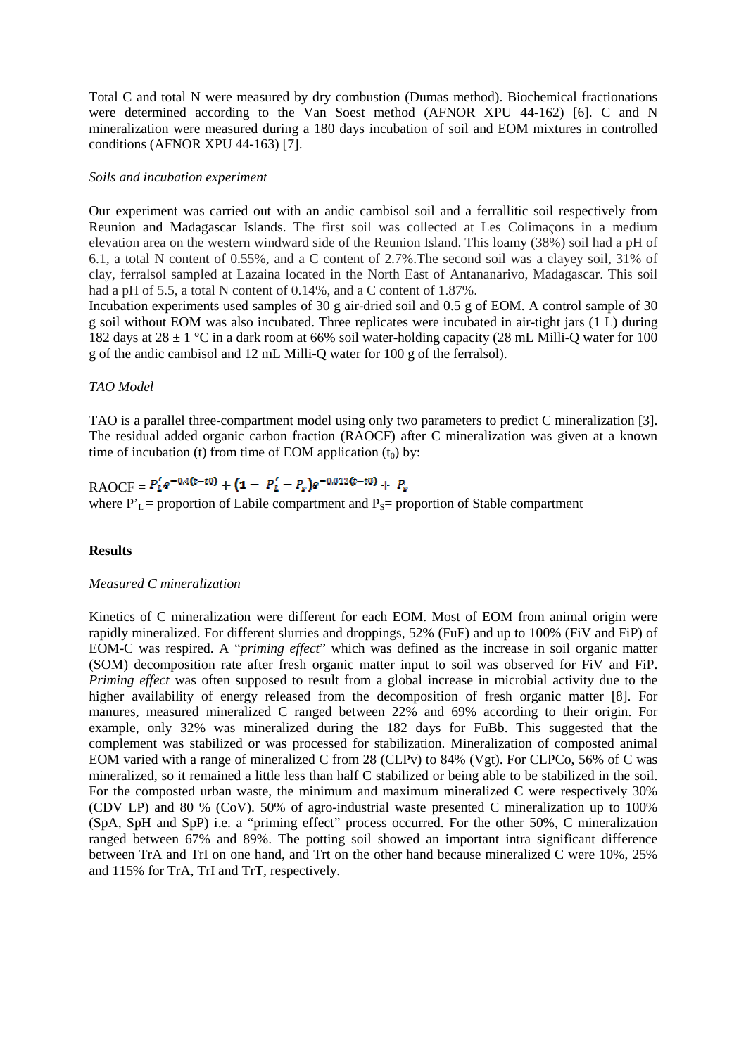Total C and total N were measured by dry combustion (Dumas method). Biochemical fractionations were determined according to the Van Soest method (AFNOR XPU 44-162) [6]. C and N mineralization were measured during a 180 days incubation of soil and EOM mixtures in controlled conditions (AFNOR XPU 44-163) [7].

*Soils and incubation experiment*

Our experiment was carried out with an andic cambisol soil and a ferrallitic soil respectively from Reunion and Madagascar Islands. The first soil was collected at Les Colimaçons in a medium elevation area on the western windward side of the Reunion Island. This loamy (38%) soil had a pH of 6.1, a total N content of 0.55%, and a C content of 2.7%.The second soil was a clayey soil, 31% of clay, ferralsol sampled at Lazaina located in the North East of Antananarivo, Madagascar. This soil had a pH of 5.5, a total N content of 0.14%, and a C content of 1.87%.
Incubation experiments used samples of 30 g air-dried soil and 0.5 g of EOM. A control sample of 30 g soil without EOM was also incubated. Three replicates were incubated in air-tight jars (1 L) during 182 days at 28 ± 1 °C in a dark room at 66% soil water-holding capacity (28 mL Milli-Q water for 100 g of the andic cambisol and 12 mL Milli-Q water for 100 g of the ferralsol).

*TAO Model*

TAO is a parallel three-compartment model using only two parameters to predict C mineralization [3]. The residual added organic carbon fraction (RAOCF) after C mineralization was given at a known time of incubation (t) from time of EOM application ($t_0$) by:

$$\text{RAOCF} = P'_L e^{-0.4(t-t0)} + \left(1 - P'_L - P_S\right) e^{-0.012(t-t0)} + P_S$$

where $P'_L$ = proportion of Labile compartment and $P_S$= proportion of Stable compartment

**Results**

*Measured C mineralization*

Kinetics of C mineralization were different for each EOM. Most of EOM from animal origin were rapidly mineralized. For different slurries and droppings, 52% (FuF) and up to 100% (FiV and FiP) of EOM-C was respired. A "*priming effect*" which was defined as the increase in soil organic matter (SOM) decomposition rate after fresh organic matter input to soil was observed for FiV and FiP. *Priming effect* was often supposed to result from a global increase in microbial activity due to the higher availability of energy released from the decomposition of fresh organic matter [8]. For manures, measured mineralized C ranged between 22% and 69% according to their origin. For example, only 32% was mineralized during the 182 days for FuBb. This suggested that the complement was stabilized or was processed for stabilization. Mineralization of composted animal EOM varied with a range of mineralized C from 28 (CLPv) to 84% (Vgt). For CLPCo, 56% of C was mineralized, so it remained a little less than half C stabilized or being able to be stabilized in the soil. For the composted urban waste, the minimum and maximum mineralized C were respectively 30% (CDV LP) and 80 % (CoV). 50% of agro-industrial waste presented C mineralization up to 100% (SpA, SpH and SpP) i.e. a "priming effect" process occurred. For the other 50%, C mineralization ranged between 67% and 89%. The potting soil showed an important intra significant difference between TrA and TrI on one hand, and Trt on the other hand because mineralized C were 10%, 25% and 115% for TrA, TrI and TrT, respectively.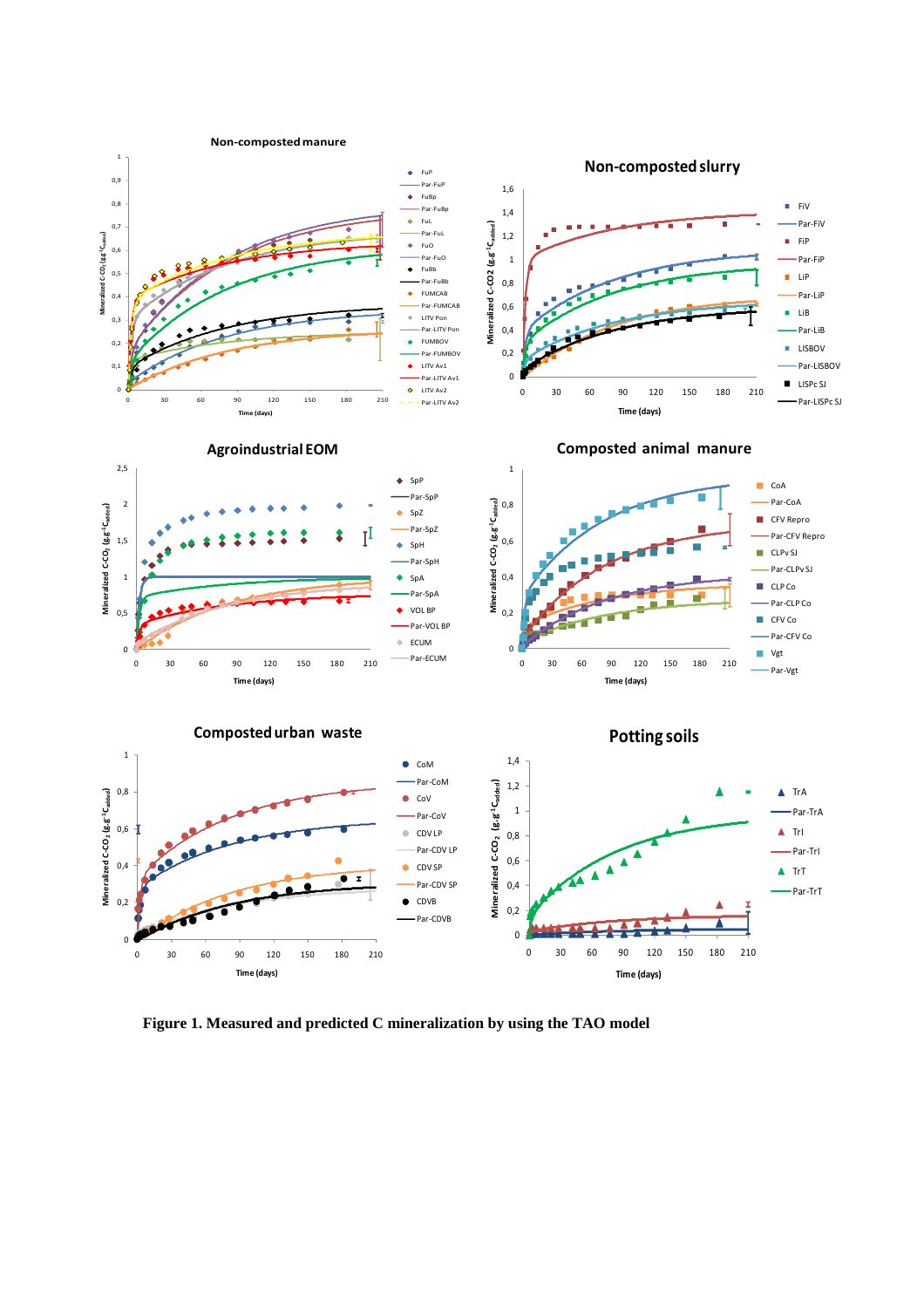**Figure 1. Measured and predicted C mineralization by using the TAO model**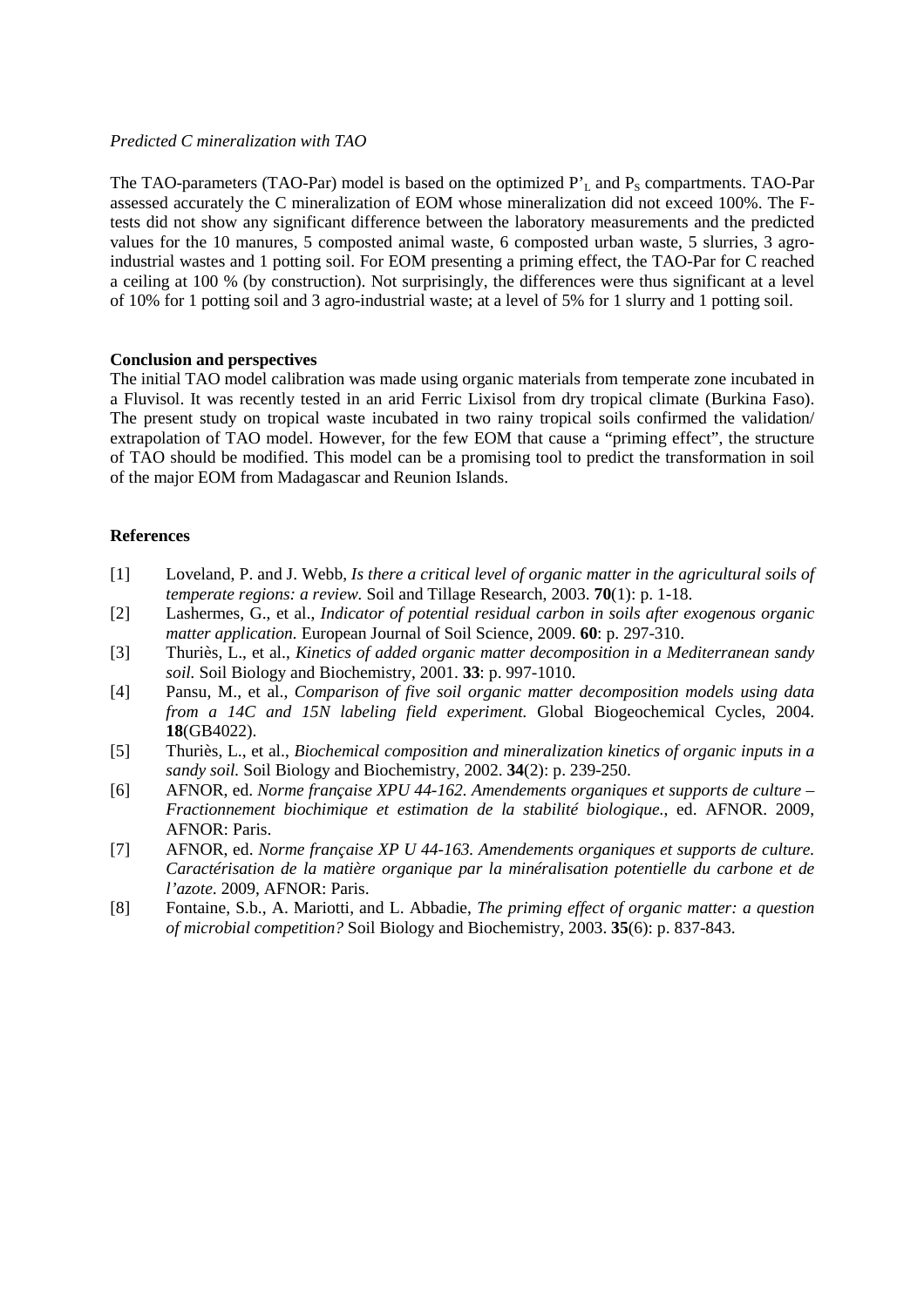*Predicted C mineralization with TAO*

The TAO-parameters (TAO-Par) model is based on the optimized $P'_L$ and $P_S$ compartments. TAO-Par assessed accurately the C mineralization of EOM whose mineralization did not exceed 100%. The F-tests did not show any significant difference between the laboratory measurements and the predicted values for the 10 manures, 5 composted animal waste, 6 composted urban waste, 5 slurries, 3 agro-industrial wastes and 1 potting soil. For EOM presenting a priming effect, the TAO-Par for C reached a ceiling at 100 % (by construction). Not surprisingly, the differences were thus significant at a level of 10% for 1 potting soil and 3 agro-industrial waste; at a level of 5% for 1 slurry and 1 potting soil.

**Conclusion and perspectives**

The initial TAO model calibration was made using organic materials from temperate zone incubated in a Fluvisol. It was recently tested in an arid Ferric Lixisol from dry tropical climate (Burkina Faso). The present study on tropical waste incubated in two rainy tropical soils confirmed the validation/ extrapolation of TAO model. However, for the few EOM that cause a "priming effect", the structure of TAO should be modified. This model can be a promising tool to predict the transformation in soil of the major EOM from Madagascar and Reunion Islands.

**References**

[1] Loveland, P. and J. Webb, *Is there a critical level of organic matter in the agricultural soils of temperate regions: a review.* Soil and Tillage Research, 2003. **70**(1): p. 1-18.

[2] Lashermes, G., et al., *Indicator of potential residual carbon in soils after exogenous organic matter application.* European Journal of Soil Science, 2009. **60**: p. 297-310.

[3] Thuriès, L., et al., *Kinetics of added organic matter decomposition in a Mediterranean sandy soil.* Soil Biology and Biochemistry, 2001. **33**: p. 997-1010.

[4] Pansu, M., et al., *Comparison of five soil organic matter decomposition models using data from a 14C and 15N labeling field experiment.* Global Biogeochemical Cycles, 2004. **18**(GB4022).

[5] Thuriès, L., et al., *Biochemical composition and mineralization kinetics of organic inputs in a sandy soil.* Soil Biology and Biochemistry, 2002. **34**(2): p. 239-250.

[6] AFNOR, ed. *Norme française XPU 44-162. Amendements organiques et supports de culture – Fractionnement biochimique et estimation de la stabilité biologique.*, ed. AFNOR. 2009, AFNOR: Paris.

[7] AFNOR, ed. *Norme française XP U 44-163. Amendements organiques et supports de culture. Caractérisation de la matière organique par la minéralisation potentielle du carbone et de l'azote.* 2009, AFNOR: Paris.

[8] Fontaine, S.b., A. Mariotti, and L. Abbadie, *The priming effect of organic matter: a question of microbial competition?* Soil Biology and Biochemistry, 2003. **35**(6): p. 837-843.